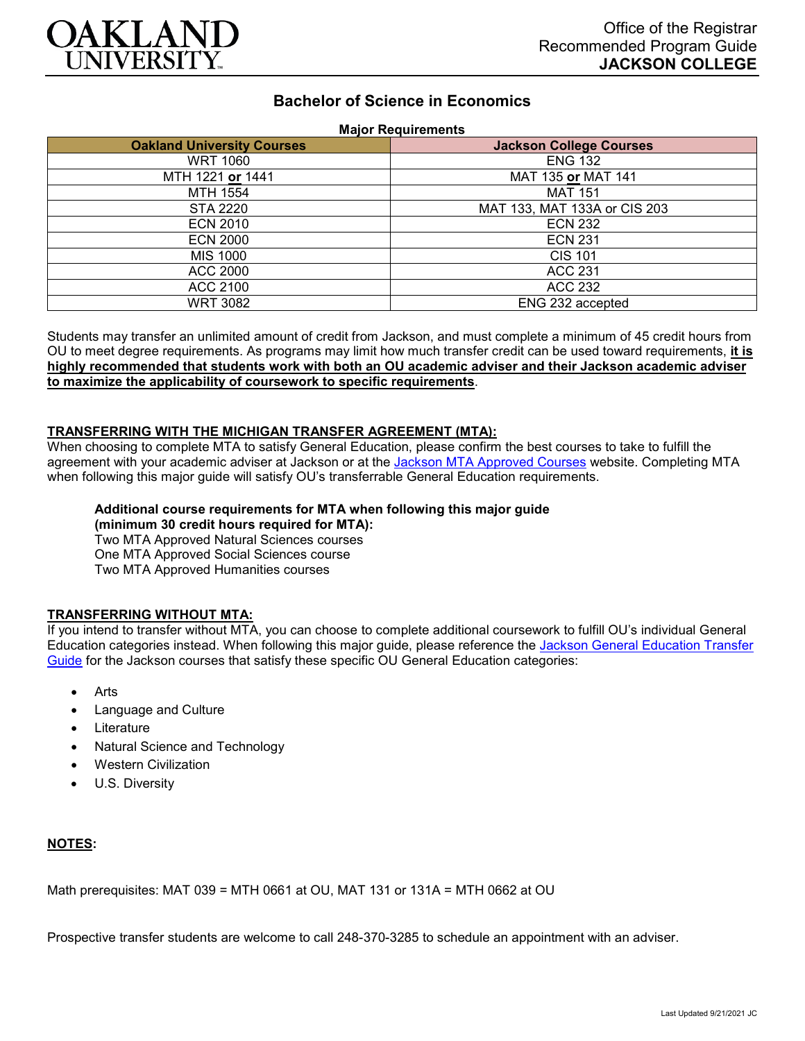Office of the Registrar
Recommended Program Guide
**JACKSON COLLEGE**

# Bachelor of Science in Economics

**Major Requirements**

| Oakland University Courses | Jackson College Courses |
|---|---|
| WRT 1060 | ENG 132 |
| MTH 1221 **or** 1441 | MAT 135 **or** MAT 141 |
| MTH 1554 | MAT 151 |
| STA 2220 | MAT 133, MAT 133A or CIS 203 |
| ECN 2010 | ECN 232 |
| ECN 2000 | ECN 231 |
| MIS 1000 | CIS 101 |
| ACC 2000 | ACC 231 |
| ACC 2100 | ACC 232 |
| WRT 3082 | ENG 232 accepted |

Students may transfer an unlimited amount of credit from Jackson, and must complete a minimum of 45 credit hours from OU to meet degree requirements. As programs may limit how much transfer credit can be used toward requirements, **it is highly recommended that students work with both an OU academic adviser and their Jackson academic adviser to maximize the applicability of coursework to specific requirements**.

**TRANSFERRING WITH THE MICHIGAN TRANSFER AGREEMENT (MTA):**

When choosing to complete MTA to satisfy General Education, please confirm the best courses to take to fulfill the agreement with your academic adviser at Jackson or at the Jackson MTA Approved Courses website. Completing MTA when following this major guide will satisfy OU's transferrable General Education requirements.

**Additional course requirements for MTA when following this major guide (minimum 30 credit hours required for MTA):**
Two MTA Approved Natural Sciences courses
One MTA Approved Social Sciences course
Two MTA Approved Humanities courses

**TRANSFERRING WITHOUT MTA:**

If you intend to transfer without MTA, you can choose to complete additional coursework to fulfill OU's individual General Education categories instead. When following this major guide, please reference the Jackson General Education Transfer Guide for the Jackson courses that satisfy these specific OU General Education categories:

- Arts
- Language and Culture
- Literature
- Natural Science and Technology
- Western Civilization
- U.S. Diversity

**NOTES:**

Math prerequisites: MAT 039 = MTH 0661 at OU, MAT 131 or 131A = MTH 0662 at OU

Prospective transfer students are welcome to call 248-370-3285 to schedule an appointment with an adviser.

Last Updated 9/21/2021 JC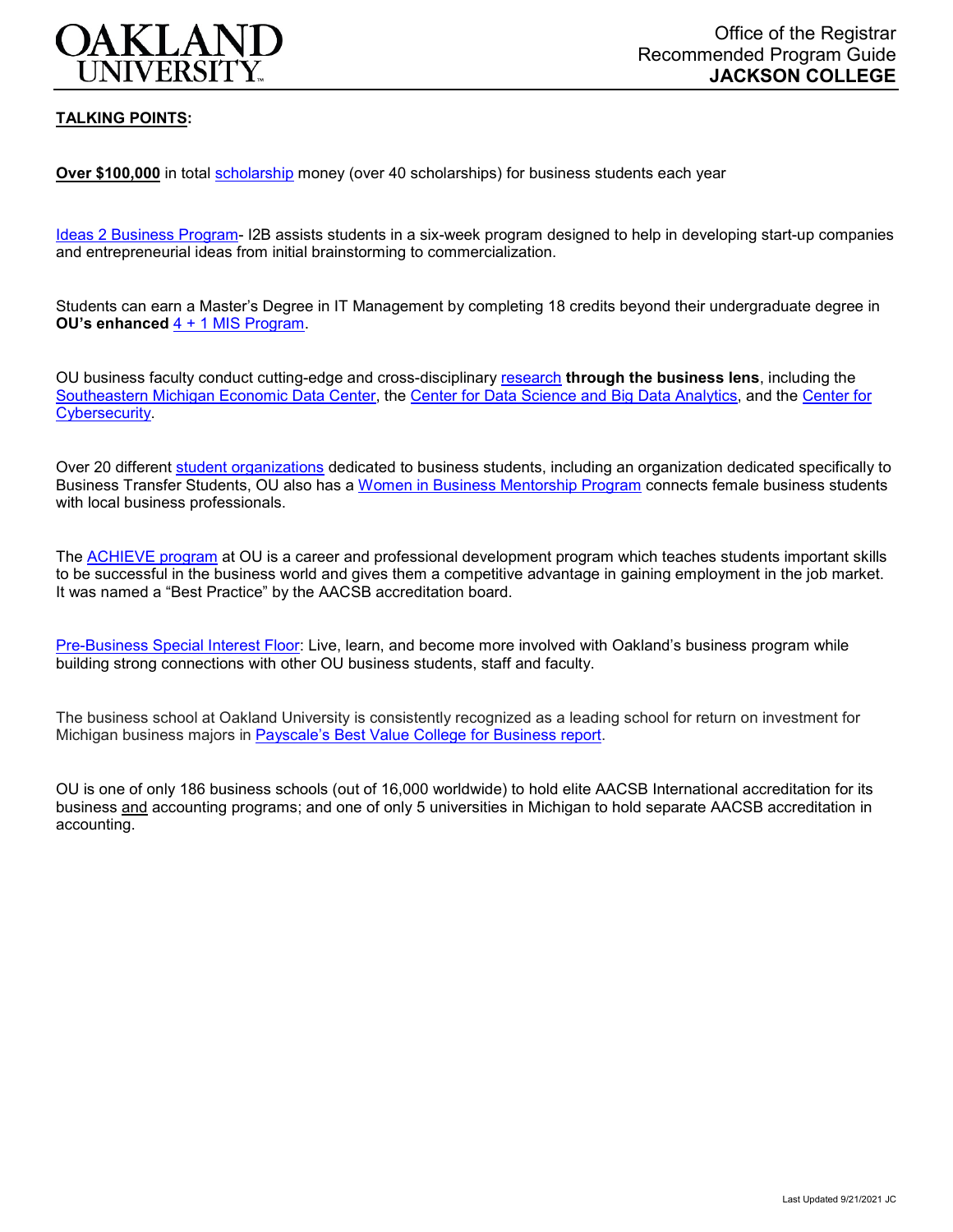**TALKING POINTS:**

**Over $100,000** in total scholarship money (over 40 scholarships) for business students each year

Ideas 2 Business Program- I2B assists students in a six-week program designed to help in developing start-up companies and entrepreneurial ideas from initial brainstorming to commercialization.

Students can earn a Master's Degree in IT Management by completing 18 credits beyond their undergraduate degree in **OU's enhanced** 4 + 1 MIS Program.

OU business faculty conduct cutting-edge and cross-disciplinary research **through the business lens**, including the Southeastern Michigan Economic Data Center, the Center for Data Science and Big Data Analytics, and the Center for Cybersecurity.

Over 20 different student organizations dedicated to business students, including an organization dedicated specifically to Business Transfer Students, OU also has a Women in Business Mentorship Program connects female business students with local business professionals.

The ACHIEVE program at OU is a career and professional development program which teaches students important skills to be successful in the business world and gives them a competitive advantage in gaining employment in the job market. It was named a "Best Practice" by the AACSB accreditation board.

Pre-Business Special Interest Floor: Live, learn, and become more involved with Oakland's business program while building strong connections with other OU business students, staff and faculty.

The business school at Oakland University is consistently recognized as a leading school for return on investment for Michigan business majors in Payscale's Best Value College for Business report.

OU is one of only 186 business schools (out of 16,000 worldwide) to hold elite AACSB International accreditation for its business and accounting programs; and one of only 5 universities in Michigan to hold separate AACSB accreditation in accounting.

Last Updated 9/21/2021 JC